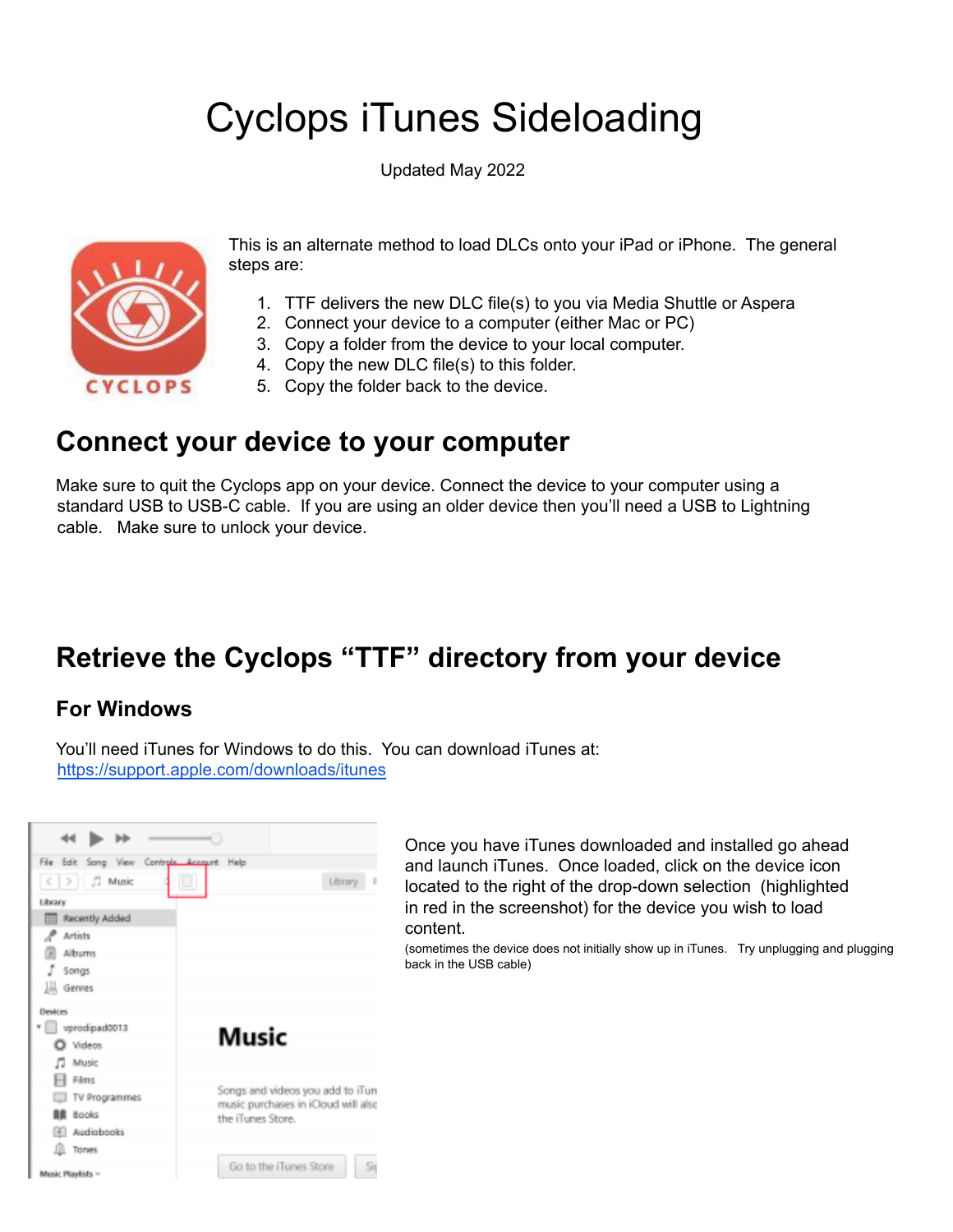# Cyclops iTunes Sideloading

Updated May 2022

This is an alternate method to load DLCs onto your iPad or iPhone. The general steps are:

1. TTF delivers the new DLC file(s) to you via Media Shuttle or Aspera
2. Connect your device to a computer (either Mac or PC)
3. Copy a folder from the device to your local computer.
4. Copy the new DLC file(s) to this folder.
5. Copy the folder back to the device.

## Connect your device to your computer

Make sure to quit the Cyclops app on your device. Connect the device to your computer using a standard USB to USB-C cable. If you are using an older device then you'll need a USB to Lightning cable. Make sure to unlock your device.

## Retrieve the Cyclops "TTF" directory from your device

### For Windows

You'll need iTunes for Windows to do this. You can download iTunes at: https://support.apple.com/downloads/itunes

Once you have iTunes downloaded and installed go ahead and launch iTunes. Once loaded, click on the device icon located to the right of the drop-down selection (highlighted in red in the screenshot) for the device you wish to load content.

(sometimes the device does not initially show up in iTunes. Try unplugging and plugging back in the USB cable)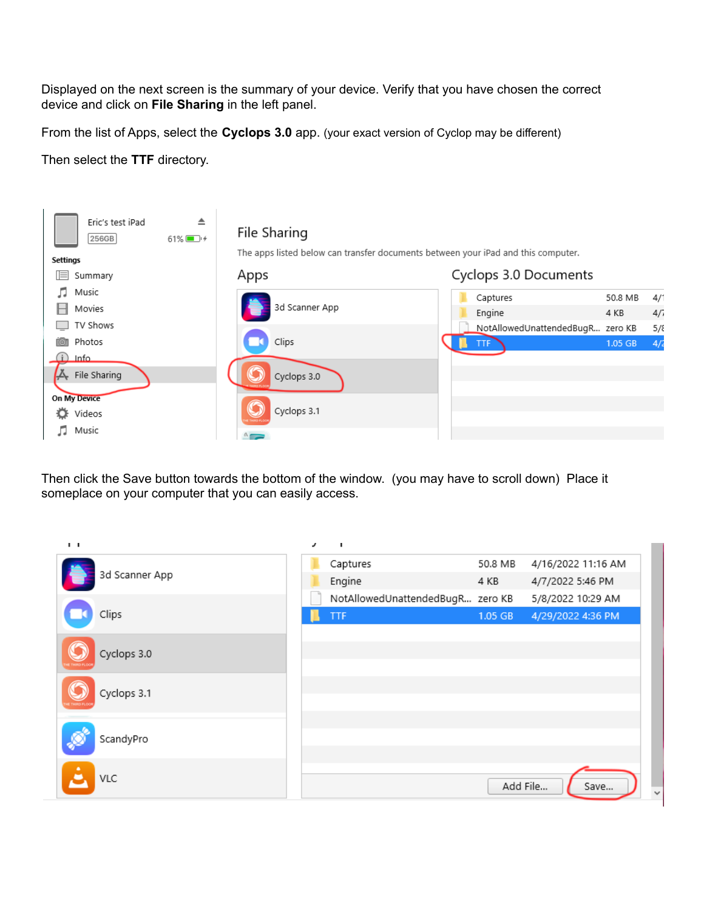Displayed on the next screen is the summary of your device. Verify that you have chosen the correct device and click on **File Sharing** in the left panel.

From the list of Apps, select the **Cyclops 3.0** app. (your exact version of Cyclop may be different)

Then select the **TTF** directory.

Then click the Save button towards the bottom of the window. (you may have to scroll down) Place it someplace on your computer that you can easily access.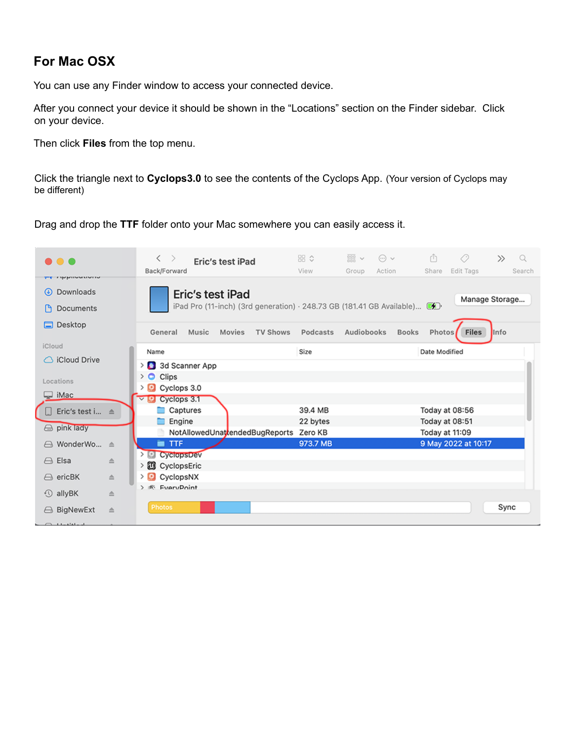## For Mac OSX

You can use any Finder window to access your connected device.

After you connect your device it should be shown in the “Locations” section on the Finder sidebar. Click on your device.

Then click **Files** from the top menu.

Click the triangle next to **Cyclops3.0** to see the contents of the Cyclops App. (Your version of Cyclops may be different)

Drag and drop the **TTF** folder onto your Mac somewhere you can easily access it.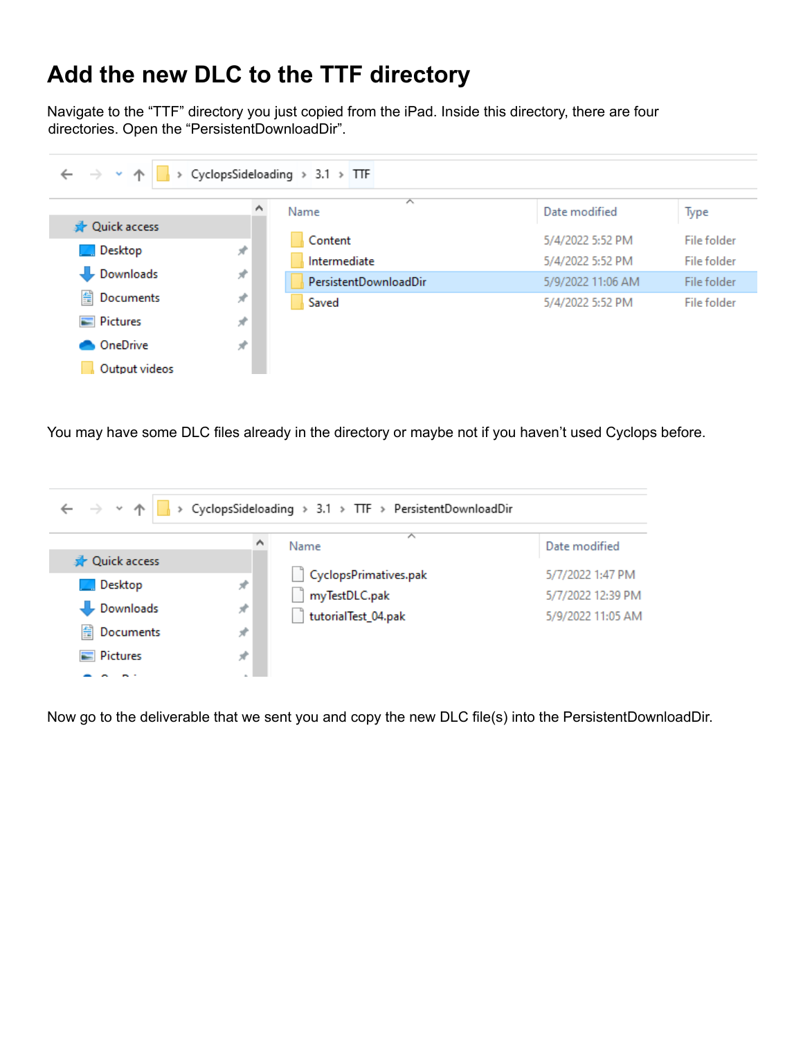# Add the new DLC to the TTF directory

Navigate to the “TTF” directory you just copied from the iPad. Inside this directory, there are four directories. Open the “PersistentDownloadDir”.

You may have some DLC files already in the directory or maybe not if you haven’t used Cyclops before.

Now go to the deliverable that we sent you and copy the new DLC file(s) into the PersistentDownloadDir.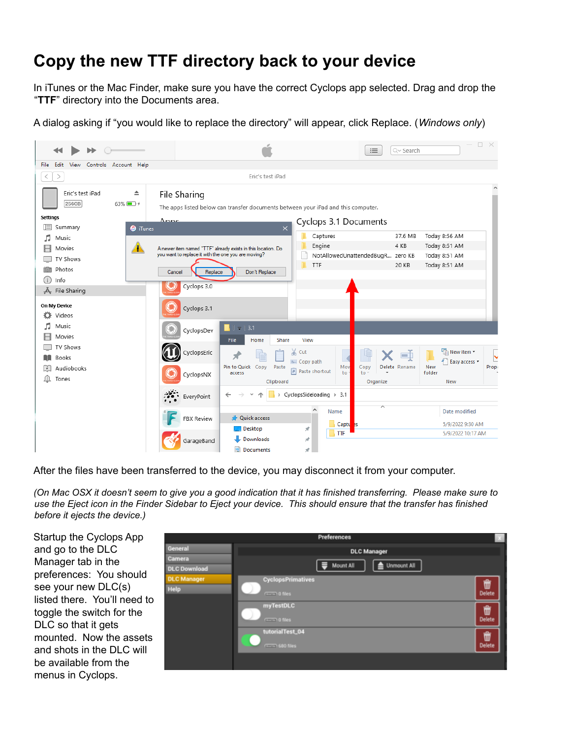# Copy the new TTF directory back to your device

In iTunes or the Mac Finder, make sure you have the correct Cyclops app selected. Drag and drop the "**TTF**" directory into the Documents area.

A dialog asking if "you would like to replace the directory" will appear, click Replace. (*Windows only*)

After the files have been transferred to the device, you may disconnect it from your computer.

*(On Mac OSX it doesn't seem to give you a good indication that it has finished transferring. Please make sure to use the Eject icon in the Finder Sidebar to Eject your device. This should ensure that the transfer has finished before it ejects the device.)*

Startup the Cyclops App and go to the DLC Manager tab in the preferences: You should see your new DLC(s) listed there. You'll need to toggle the switch for the DLC so that it gets mounted. Now the assets and shots in the DLC will be available from the menus in Cyclops.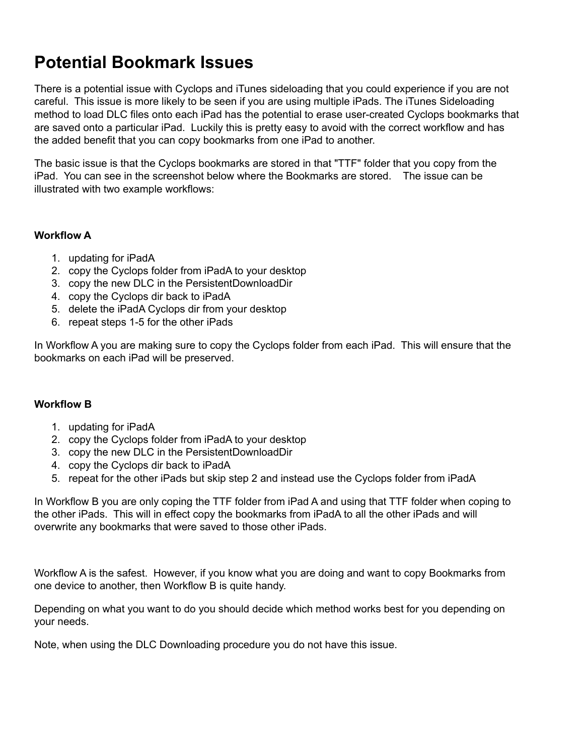# Potential Bookmark Issues

There is a potential issue with Cyclops and iTunes sideloading that you could experience if you are not careful. This issue is more likely to be seen if you are using multiple iPads. The iTunes Sideloading method to load DLC files onto each iPad has the potential to erase user-created Cyclops bookmarks that are saved onto a particular iPad. Luckily this is pretty easy to avoid with the correct workflow and has the added benefit that you can copy bookmarks from one iPad to another.

The basic issue is that the Cyclops bookmarks are stored in that "TTF" folder that you copy from the iPad. You can see in the screenshot below where the Bookmarks are stored. The issue can be illustrated with two example workflows:

**Workflow A**

1. updating for iPadA
2. copy the Cyclops folder from iPadA to your desktop
3. copy the new DLC in the PersistentDownloadDir
4. copy the Cyclops dir back to iPadA
5. delete the iPadA Cyclops dir from your desktop
6. repeat steps 1-5 for the other iPads

In Workflow A you are making sure to copy the Cyclops folder from each iPad. This will ensure that the bookmarks on each iPad will be preserved.

**Workflow B**

1. updating for iPadA
2. copy the Cyclops folder from iPadA to your desktop
3. copy the new DLC in the PersistentDownloadDir
4. copy the Cyclops dir back to iPadA
5. repeat for the other iPads but skip step 2 and instead use the Cyclops folder from iPadA

In Workflow B you are only coping the TTF folder from iPad A and using that TTF folder when coping to the other iPads. This will in effect copy the bookmarks from iPadA to all the other iPads and will overwrite any bookmarks that were saved to those other iPads.

Workflow A is the safest. However, if you know what you are doing and want to copy Bookmarks from one device to another, then Workflow B is quite handy.

Depending on what you want to do you should decide which method works best for you depending on your needs.

Note, when using the DLC Downloading procedure you do not have this issue.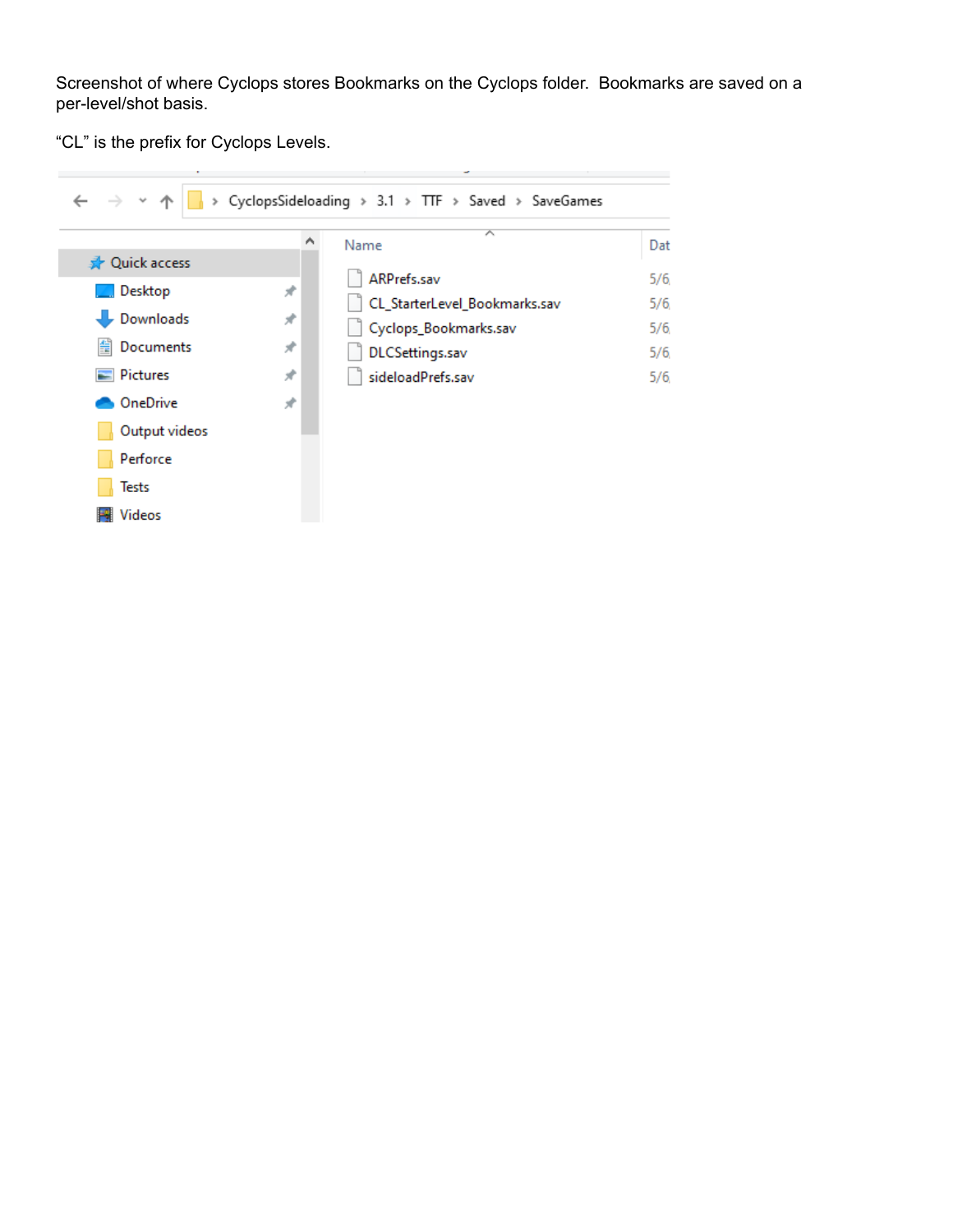Screenshot of where Cyclops stores Bookmarks on the Cyclops folder. Bookmarks are saved on a per-level/shot basis.

“CL” is the prefix for Cyclops Levels.

CyclopsSideloading > 3.1 > TTF > Saved > SaveGames

Quick access
Desktop
Downloads
Documents
Pictures
OneDrive
Output videos
Perforce
Tests
Videos

| Name | Dat |
|---|---|
| ARPrefs.sav | 5/6 |
| CL_StarterLevel_Bookmarks.sav | 5/6 |
| Cyclops_Bookmarks.sav | 5/6 |
| DLCSettings.sav | 5/6 |
| sideloadPrefs.sav | 5/6 |